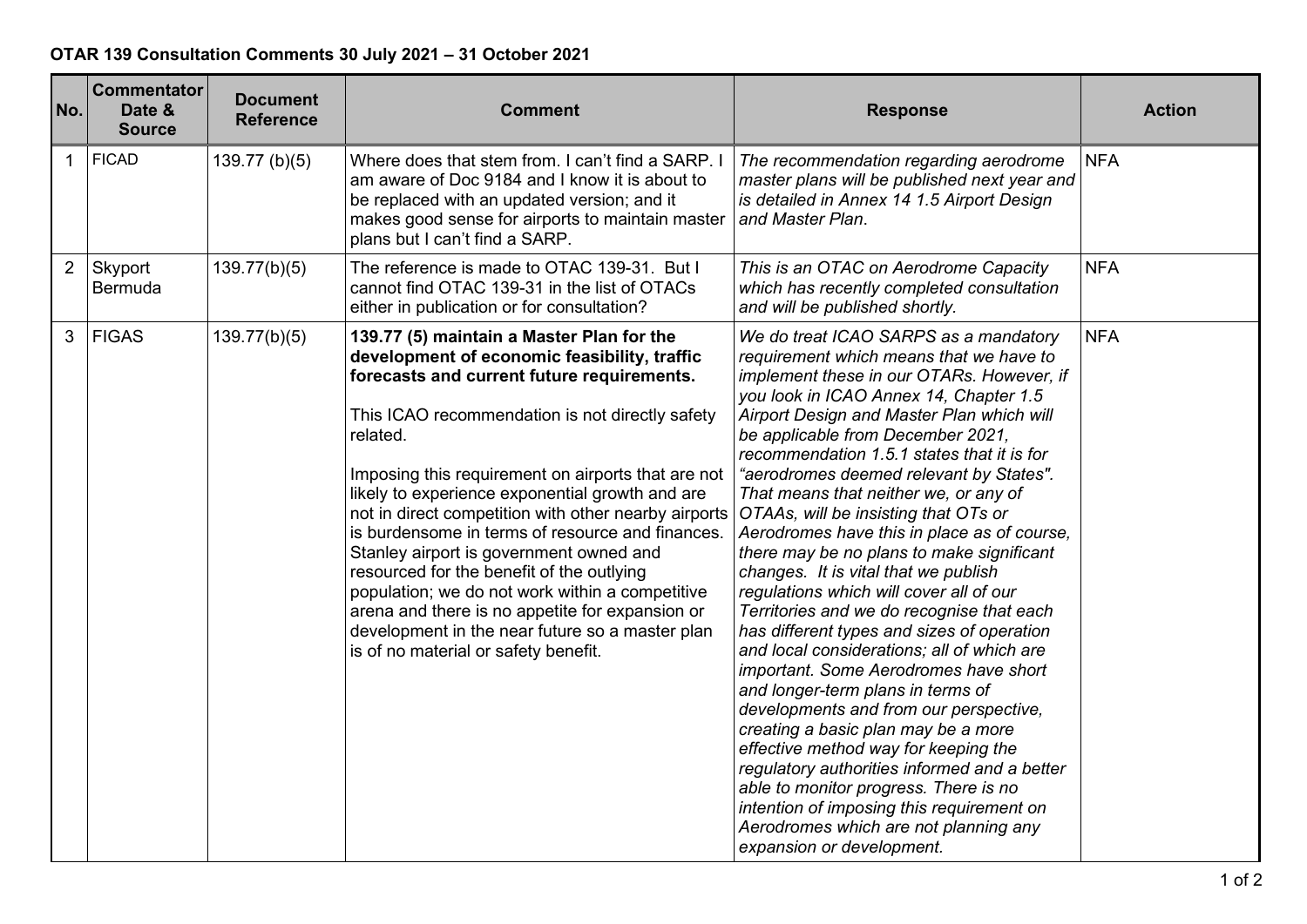**OTAR 139 Consultation Comments 30 July 2021 – 31 October 2021**

| No. | Commentator Date & Source | Document Reference | Comment | Response | Action |
|---|---|---|---|---|---|
| 1 | FICAD | 139.77 (b)(5) | Where does that stem from. I can't find a SARP. I am aware of Doc 9184 and I know it is about to be replaced with an updated version; and it makes good sense for airports to maintain master plans but I can't find a SARP. | *The recommendation regarding aerodrome master plans will be published next year and is detailed in Annex 14 1.5 Airport Design and Master Plan.* | NFA |
| 2 | Skyport Bermuda | 139.77(b)(5) | The reference is made to OTAC 139-31. But I cannot find OTAC 139-31 in the list of OTACs either in publication or for consultation? | *This is an OTAC on Aerodrome Capacity which has recently completed consultation and will be published shortly.* | NFA |
| 3 | FIGAS | 139.77(b)(5) | **139.77 (5) maintain a Master Plan for the development of economic feasibility, traffic forecasts and current future requirements.**<br><br>This ICAO recommendation is not directly safety related.<br><br>Imposing this requirement on airports that are not likely to experience exponential growth and are not in direct competition with other nearby airports is burdensome in terms of resource and finances. Stanley airport is government owned and resourced for the benefit of the outlying population; we do not work within a competitive arena and there is no appetite for expansion or development in the near future so a master plan is of no material or safety benefit. | *We do treat ICAO SARPS as a mandatory requirement which means that we have to implement these in our OTARs. However, if you look in ICAO Annex 14, Chapter 1.5 Airport Design and Master Plan which will be applicable from December 2021, recommendation 1.5.1 states that it is for "aerodromes deemed relevant by States". That means that neither we, or any of OTAAs, will be insisting that OTs or Aerodromes have this in place as of course, there may be no plans to make significant changes. It is vital that we publish regulations which will cover all of our Territories and we do recognise that each has different types and sizes of operation and local considerations; all of which are important. Some Aerodromes have short and longer-term plans in terms of developments and from our perspective, creating a basic plan may be a more effective method way for keeping the regulatory authorities informed and a better able to monitor progress. There is no intention of imposing this requirement on Aerodromes which are not planning any expansion or development.* | NFA |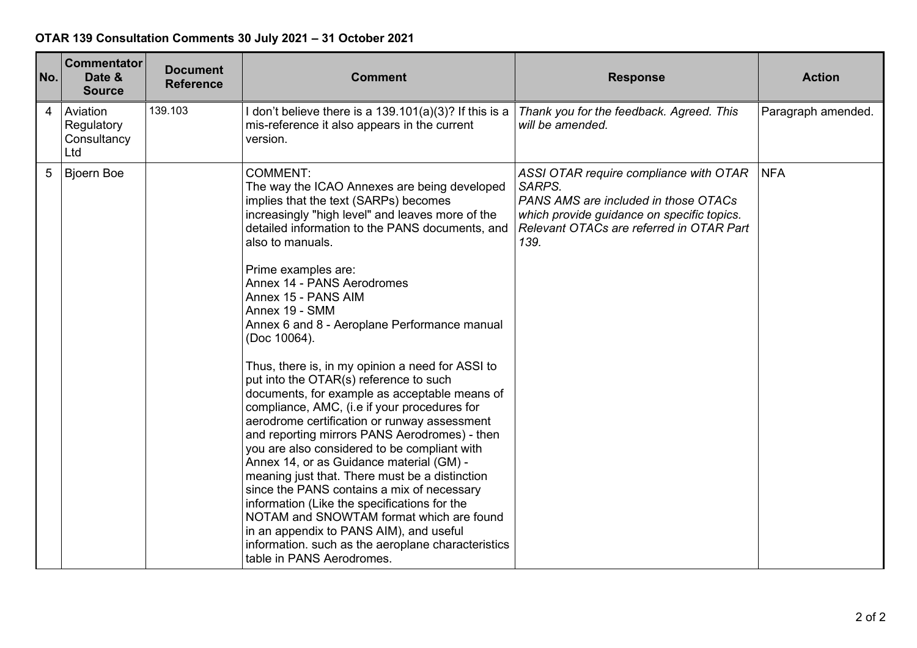**OTAR 139 Consultation Comments 30 July 2021 – 31 October 2021**

| No. | Commentator Date & Source | Document Reference | Comment | Response | Action |
|---|---|---|---|---|---|
| 4 | Aviation Regulatory Consultancy Ltd | 139.103 | I don't believe there is a 139.101(a)(3)? If this is a mis-reference it also appears in the current version. | *Thank you for the feedback. Agreed. This will be amended.* | Paragraph amended. |
| 5 | Bjoern Boe | | COMMENT:<br>The way the ICAO Annexes are being developed implies that the text (SARPs) becomes increasingly "high level" and leaves more of the detailed information to the PANS documents, and also to manuals.<br><br>Prime examples are:<br>Annex 14 - PANS Aerodromes<br>Annex 15 - PANS AIM<br>Annex 19 - SMM<br>Annex 6 and 8 - Aeroplane Performance manual (Doc 10064).<br><br>Thus, there is, in my opinion a need for ASSI to put into the OTAR(s) reference to such documents, for example as acceptable means of compliance, AMC, (i.e if your procedures for aerodrome certification or runway assessment and reporting mirrors PANS Aerodromes) - then you are also considered to be compliant with Annex 14, or as Guidance material (GM) - meaning just that. There must be a distinction since the PANS contains a mix of necessary information (Like the specifications for the NOTAM and SNOWTAM format which are found in an appendix to PANS AIM), and useful information. such as the aeroplane characteristics table in PANS Aerodromes. | *ASSI OTAR require compliance with OTAR SARPS.*<br>*PANS AMS are included in those OTACs which provide guidance on specific topics. Relevant OTACs are referred in OTAR Part 139.* | NFA |